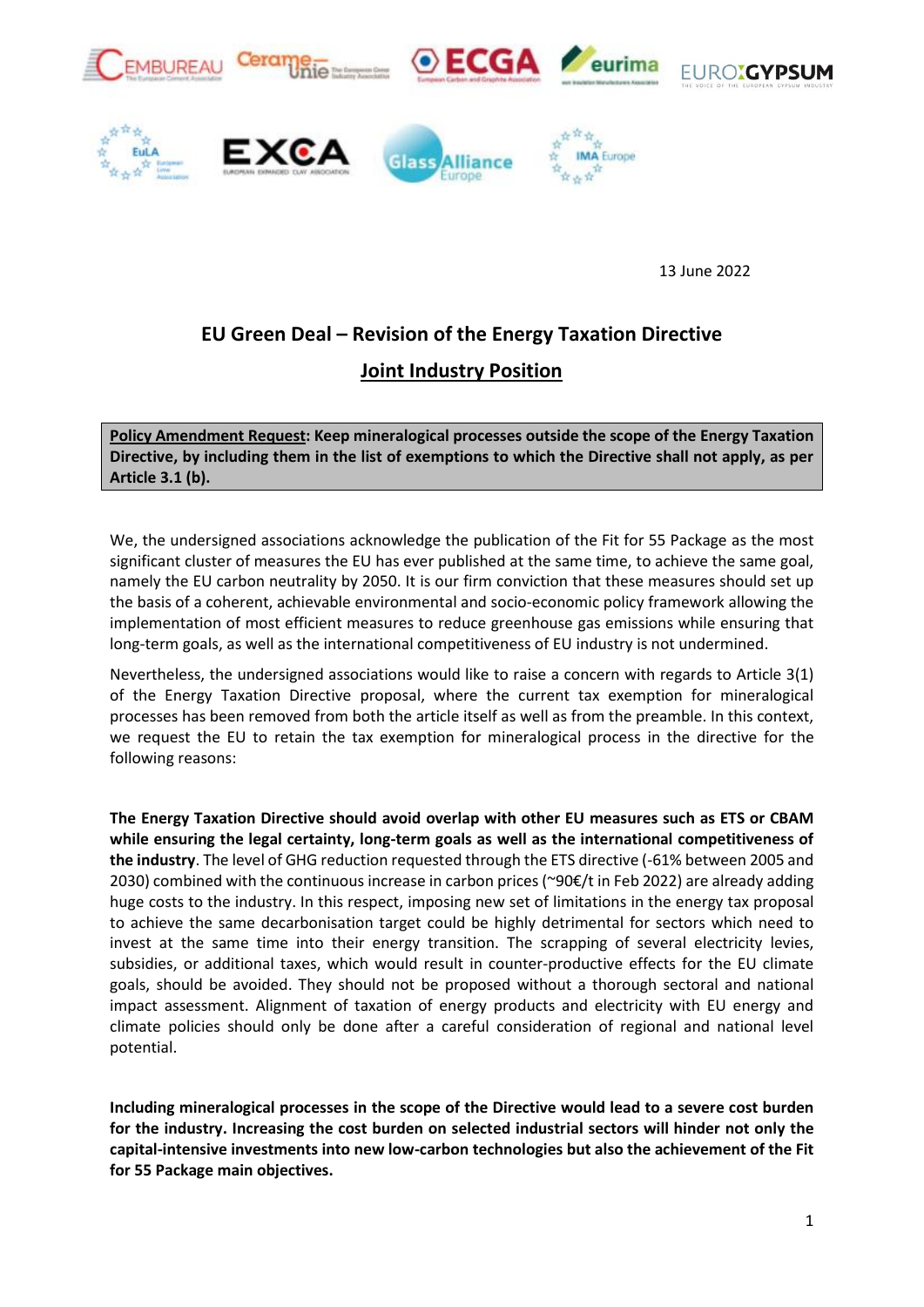13 June 2022

# EU Green Deal – Revision of the Energy Taxation Directive

## Joint Industry Position

**Policy Amendment Request: Keep mineralogical processes outside the scope of the Energy Taxation Directive, by including them in the list of exemptions to which the Directive shall not apply, as per Article 3.1 (b).**

We, the undersigned associations acknowledge the publication of the Fit for 55 Package as the most significant cluster of measures the EU has ever published at the same time, to achieve the same goal, namely the EU carbon neutrality by 2050. It is our firm conviction that these measures should set up the basis of a coherent, achievable environmental and socio-economic policy framework allowing the implementation of most efficient measures to reduce greenhouse gas emissions while ensuring that long-term goals, as well as the international competitiveness of EU industry is not undermined.

Nevertheless, the undersigned associations would like to raise a concern with regards to Article 3(1) of the Energy Taxation Directive proposal, where the current tax exemption for mineralogical processes has been removed from both the article itself as well as from the preamble. In this context, we request the EU to retain the tax exemption for mineralogical process in the directive for the following reasons:

**The Energy Taxation Directive should avoid overlap with other EU measures such as ETS or CBAM while ensuring the legal certainty, long-term goals as well as the international competitiveness of the industry**. The level of GHG reduction requested through the ETS directive (-61% between 2005 and 2030) combined with the continuous increase in carbon prices (~90€/t in Feb 2022) are already adding huge costs to the industry. In this respect, imposing new set of limitations in the energy tax proposal to achieve the same decarbonisation target could be highly detrimental for sectors which need to invest at the same time into their energy transition. The scrapping of several electricity levies, subsidies, or additional taxes, which would result in counter-productive effects for the EU climate goals, should be avoided. They should not be proposed without a thorough sectoral and national impact assessment. Alignment of taxation of energy products and electricity with EU energy and climate policies should only be done after a careful consideration of regional and national level potential.

**Including mineralogical processes in the scope of the Directive would lead to a severe cost burden for the industry. Increasing the cost burden on selected industrial sectors will hinder not only the capital-intensive investments into new low-carbon technologies but also the achievement of the Fit for 55 Package main objectives.**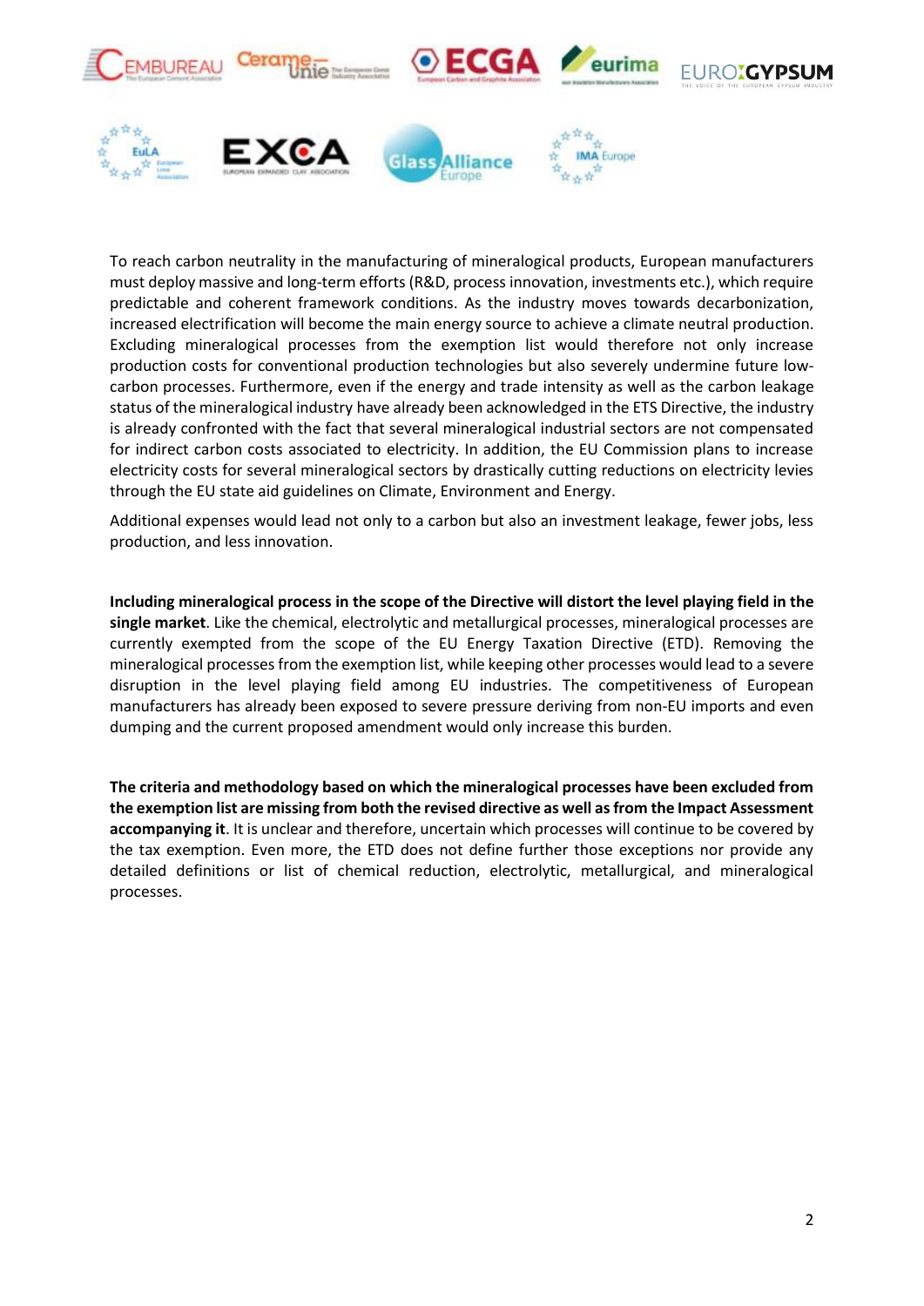To reach carbon neutrality in the manufacturing of mineralogical products, European manufacturers must deploy massive and long-term efforts (R&D, process innovation, investments etc.), which require predictable and coherent framework conditions. As the industry moves towards decarbonization, increased electrification will become the main energy source to achieve a climate neutral production. Excluding mineralogical processes from the exemption list would therefore not only increase production costs for conventional production technologies but also severely undermine future low-carbon processes. Furthermore, even if the energy and trade intensity as well as the carbon leakage status of the mineralogical industry have already been acknowledged in the ETS Directive, the industry is already confronted with the fact that several mineralogical industrial sectors are not compensated for indirect carbon costs associated to electricity. In addition, the EU Commission plans to increase electricity costs for several mineralogical sectors by drastically cutting reductions on electricity levies through the EU state aid guidelines on Climate, Environment and Energy.

Additional expenses would lead not only to a carbon but also an investment leakage, fewer jobs, less production, and less innovation.

**Including mineralogical process in the scope of the Directive will distort the level playing field in the single market**. Like the chemical, electrolytic and metallurgical processes, mineralogical processes are currently exempted from the scope of the EU Energy Taxation Directive (ETD). Removing the mineralogical processes from the exemption list, while keeping other processes would lead to a severe disruption in the level playing field among EU industries. The competitiveness of European manufacturers has already been exposed to severe pressure deriving from non-EU imports and even dumping and the current proposed amendment would only increase this burden.

**The criteria and methodology based on which the mineralogical processes have been excluded from the exemption list are missing from both the revised directive as well as from the Impact Assessment accompanying it**. It is unclear and therefore, uncertain which processes will continue to be covered by the tax exemption. Even more, the ETD does not define further those exceptions nor provide any detailed definitions or list of chemical reduction, electrolytic, metallurgical, and mineralogical processes.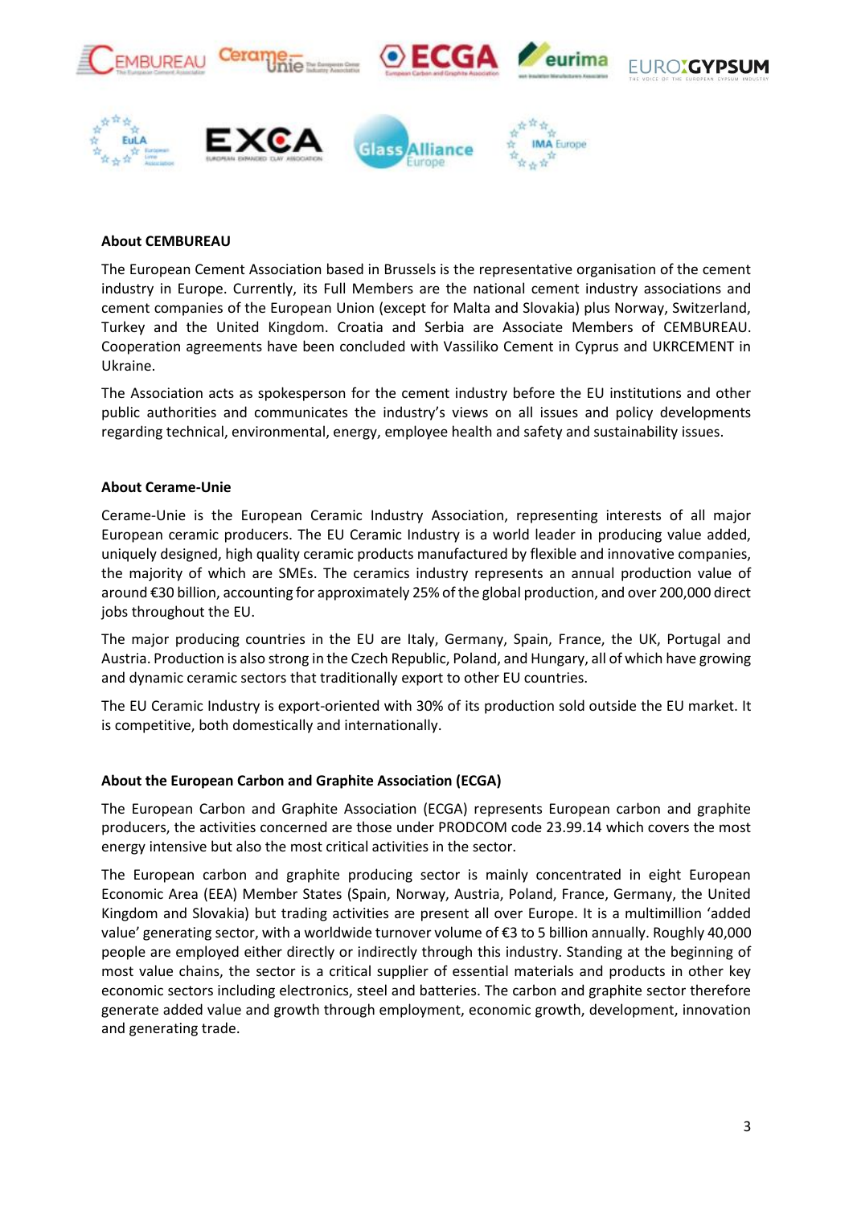**About CEMBUREAU**

The European Cement Association based in Brussels is the representative organisation of the cement industry in Europe. Currently, its Full Members are the national cement industry associations and cement companies of the European Union (except for Malta and Slovakia) plus Norway, Switzerland, Turkey and the United Kingdom. Croatia and Serbia are Associate Members of CEMBUREAU. Cooperation agreements have been concluded with Vassiliko Cement in Cyprus and UKRCEMENT in Ukraine.

The Association acts as spokesperson for the cement industry before the EU institutions and other public authorities and communicates the industry's views on all issues and policy developments regarding technical, environmental, energy, employee health and safety and sustainability issues.

**About Cerame-Unie**

Cerame-Unie is the European Ceramic Industry Association, representing interests of all major European ceramic producers. The EU Ceramic Industry is a world leader in producing value added, uniquely designed, high quality ceramic products manufactured by flexible and innovative companies, the majority of which are SMEs. The ceramics industry represents an annual production value of around €30 billion, accounting for approximately 25% of the global production, and over 200,000 direct jobs throughout the EU.

The major producing countries in the EU are Italy, Germany, Spain, France, the UK, Portugal and Austria. Production is also strong in the Czech Republic, Poland, and Hungary, all of which have growing and dynamic ceramic sectors that traditionally export to other EU countries.

The EU Ceramic Industry is export-oriented with 30% of its production sold outside the EU market. It is competitive, both domestically and internationally.

**About the European Carbon and Graphite Association (ECGA)**

The European Carbon and Graphite Association (ECGA) represents European carbon and graphite producers, the activities concerned are those under PRODCOM code 23.99.14 which covers the most energy intensive but also the most critical activities in the sector.

The European carbon and graphite producing sector is mainly concentrated in eight European Economic Area (EEA) Member States (Spain, Norway, Austria, Poland, France, Germany, the United Kingdom and Slovakia) but trading activities are present all over Europe. It is a multimillion 'added value' generating sector, with a worldwide turnover volume of €3 to 5 billion annually. Roughly 40,000 people are employed either directly or indirectly through this industry. Standing at the beginning of most value chains, the sector is a critical supplier of essential materials and products in other key economic sectors including electronics, steel and batteries. The carbon and graphite sector therefore generate added value and growth through employment, economic growth, development, innovation and generating trade.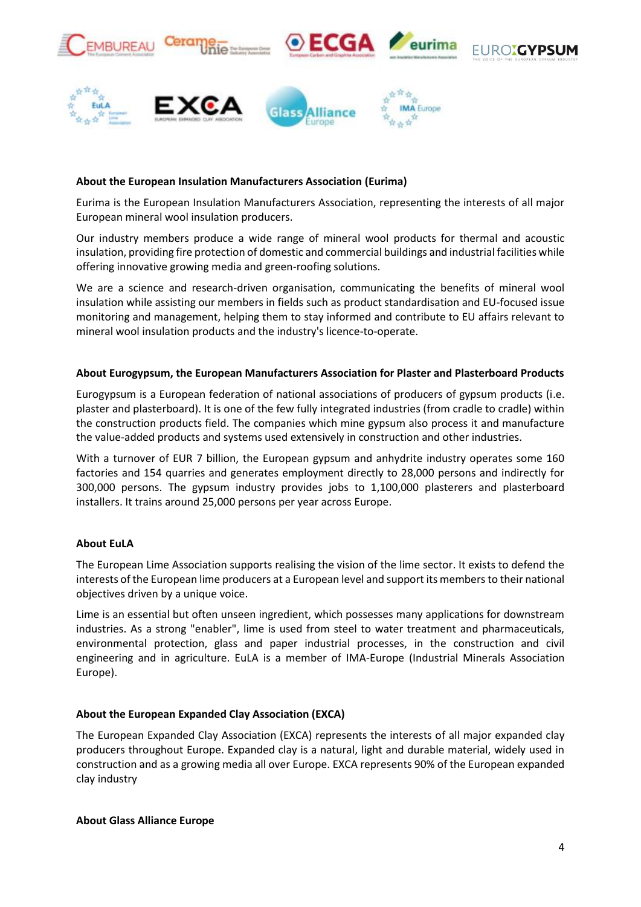**About the European Insulation Manufacturers Association (Eurima)**

Eurima is the European Insulation Manufacturers Association, representing the interests of all major European mineral wool insulation producers.

Our industry members produce a wide range of mineral wool products for thermal and acoustic insulation, providing fire protection of domestic and commercial buildings and industrial facilities while offering innovative growing media and green-roofing solutions.

We are a science and research-driven organisation, communicating the benefits of mineral wool insulation while assisting our members in fields such as product standardisation and EU-focused issue monitoring and management, helping them to stay informed and contribute to EU affairs relevant to mineral wool insulation products and the industry's licence-to-operate.

**About Eurogypsum, the European Manufacturers Association for Plaster and Plasterboard Products**

Eurogypsum is a European federation of national associations of producers of gypsum products (i.e. plaster and plasterboard). It is one of the few fully integrated industries (from cradle to cradle) within the construction products field. The companies which mine gypsum also process it and manufacture the value-added products and systems used extensively in construction and other industries.

With a turnover of EUR 7 billion, the European gypsum and anhydrite industry operates some 160 factories and 154 quarries and generates employment directly to 28,000 persons and indirectly for 300,000 persons. The gypsum industry provides jobs to 1,100,000 plasterers and plasterboard installers. It trains around 25,000 persons per year across Europe.

**About EuLA**

The European Lime Association supports realising the vision of the lime sector. It exists to defend the interests of the European lime producers at a European level and support its members to their national objectives driven by a unique voice.

Lime is an essential but often unseen ingredient, which possesses many applications for downstream industries. As a strong "enabler", lime is used from steel to water treatment and pharmaceuticals, environmental protection, glass and paper industrial processes, in the construction and civil engineering and in agriculture. EuLA is a member of IMA-Europe (Industrial Minerals Association Europe).

**About the European Expanded Clay Association (EXCA)**

The European Expanded Clay Association (EXCA) represents the interests of all major expanded clay producers throughout Europe. Expanded clay is a natural, light and durable material, widely used in construction and as a growing media all over Europe. EXCA represents 90% of the European expanded clay industry

**About Glass Alliance Europe**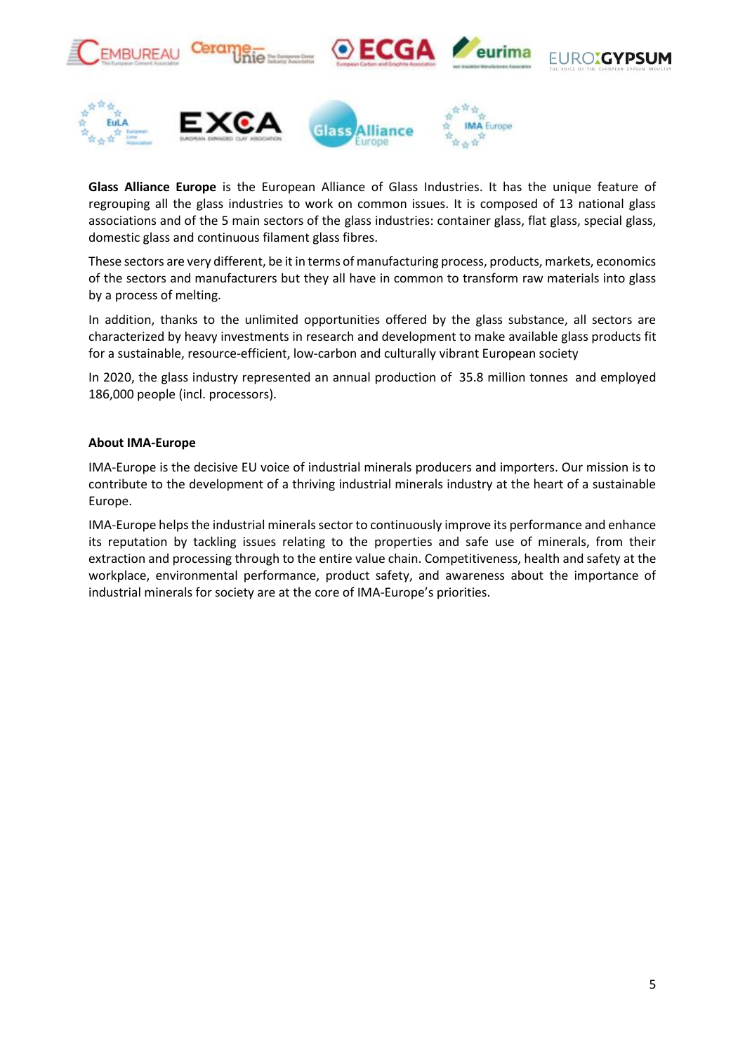**Glass Alliance Europe** is the European Alliance of Glass Industries. It has the unique feature of regrouping all the glass industries to work on common issues. It is composed of 13 national glass associations and of the 5 main sectors of the glass industries: container glass, flat glass, special glass, domestic glass and continuous filament glass fibres.

These sectors are very different, be it in terms of manufacturing process, products, markets, economics of the sectors and manufacturers but they all have in common to transform raw materials into glass by a process of melting.

In addition, thanks to the unlimited opportunities offered by the glass substance, all sectors are characterized by heavy investments in research and development to make available glass products fit for a sustainable, resource-efficient, low-carbon and culturally vibrant European society

In 2020, the glass industry represented an annual production of 35.8 million tonnes and employed 186,000 people (incl. processors).

**About IMA-Europe**

IMA-Europe is the decisive EU voice of industrial minerals producers and importers. Our mission is to contribute to the development of a thriving industrial minerals industry at the heart of a sustainable Europe.

IMA-Europe helps the industrial minerals sector to continuously improve its performance and enhance its reputation by tackling issues relating to the properties and safe use of minerals, from their extraction and processing through to the entire value chain. Competitiveness, health and safety at the workplace, environmental performance, product safety, and awareness about the importance of industrial minerals for society are at the core of IMA-Europe's priorities.